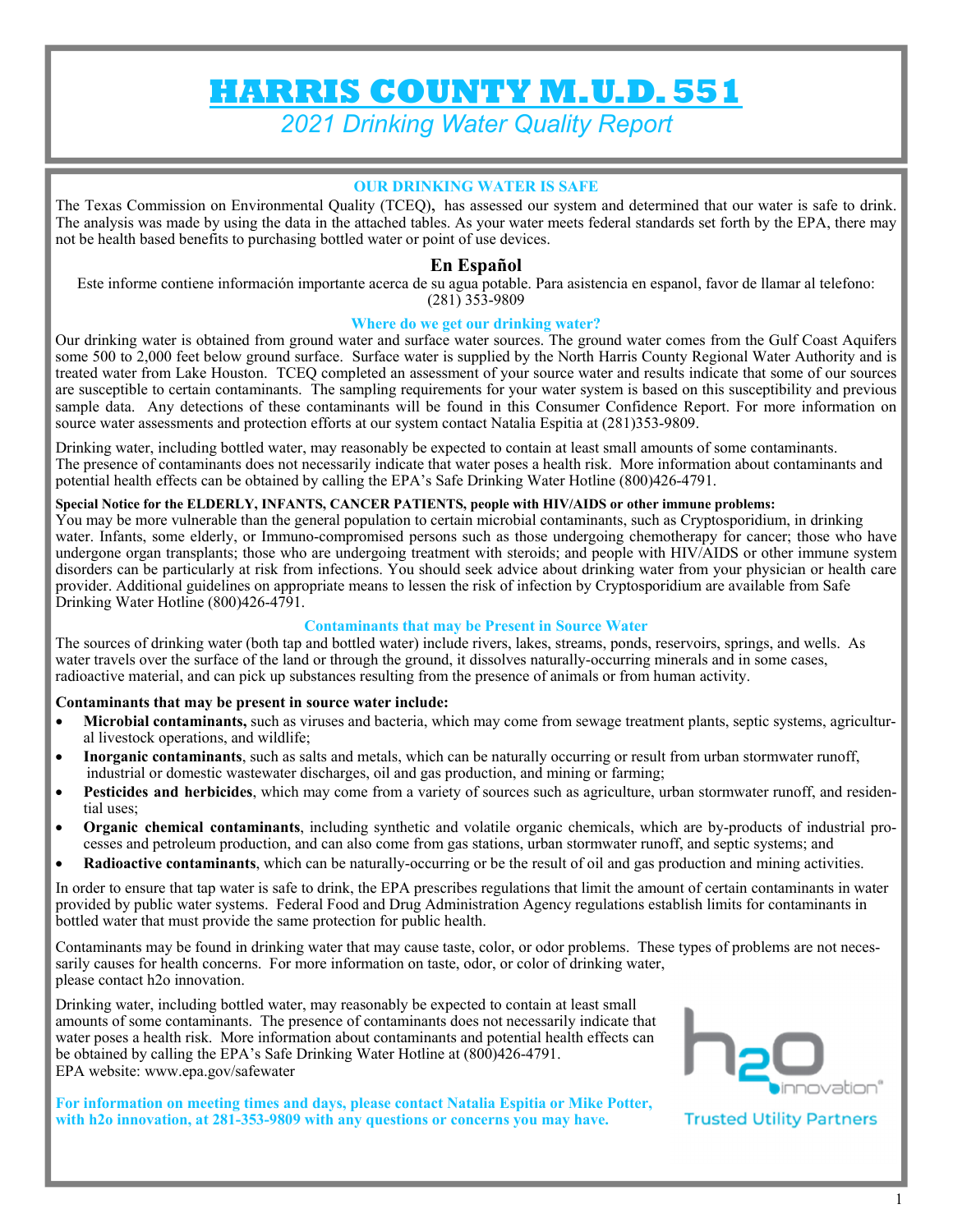# HARRIS COUNTY M.U.D. 551

*2021 Drinking Water Quality Report*

### OUR DRINKING WATER IS SAFE

The Texas Commission on Environmental Quality (TCEQ), has assessed our system and determined that our water is safe to drink. The analysis was made by using the data in the attached tables. As your water meets federal standards set forth by the EPA, there may not be health based benefits to purchasing bottled water or point of use devices.

### En Español

Este informe contiene información importante acerca de su agua potable. Para asistencia en espanol, favor de llamar al telefono: (281) 353-9809

### Where do we get our drinking water?

Our drinking water is obtained from ground water and surface water sources. The ground water comes from the Gulf Coast Aquifers some 500 to 2,000 feet below ground surface. Surface water is supplied by the North Harris County Regional Water Authority and is treated water from Lake Houston. TCEQ completed an assessment of your source water and results indicate that some of our sources are susceptible to certain contaminants. The sampling requirements for your water system is based on this susceptibility and previous sample data. Any detections of these contaminants will be found in this Consumer Confidence Report. For more information on source water assessments and protection efforts at our system contact Natalia Espitia at (281)353-9809.

Drinking water, including bottled water, may reasonably be expected to contain at least small amounts of some contaminants. The presence of contaminants does not necessarily indicate that water poses a health risk. More information about contaminants and potential health effects can be obtained by calling the EPA's Safe Drinking Water Hotline (800)426-4791.

**Special Notice for the ELDERLY, INFANTS, CANCER PATIENTS, people with HIV/AIDS or other immune problems:**

You may be more vulnerable than the general population to certain microbial contaminants, such as Cryptosporidium, in drinking water. Infants, some elderly, or Immuno-compromised persons such as those undergoing chemotherapy for cancer; those who have undergone organ transplants; those who are undergoing treatment with steroids; and people with HIV/AIDS or other immune system disorders can be particularly at risk from infections. You should seek advice about drinking water from your physician or health care provider. Additional guidelines on appropriate means to lessen the risk of infection by Cryptosporidium are available from Safe Drinking Water Hotline (800)426-4791.

### Contaminants that may be Present in Source Water

The sources of drinking water (both tap and bottled water) include rivers, lakes, streams, ponds, reservoirs, springs, and wells. As water travels over the surface of the land or through the ground, it dissolves naturally-occurring minerals and in some cases, radioactive material, and can pick up substances resulting from the presence of animals or from human activity.

**Contaminants that may be present in source water include:**

- **Microbial contaminants,** such as viruses and bacteria, which may come from sewage treatment plants, septic systems, agricultural livestock operations, and wildlife;
- **Inorganic contaminants**, such as salts and metals, which can be naturally occurring or result from urban stormwater runoff, industrial or domestic wastewater discharges, oil and gas production, and mining or farming;
- **Pesticides and herbicides**, which may come from a variety of sources such as agriculture, urban stormwater runoff, and residential uses;
- **Organic chemical contaminants**, including synthetic and volatile organic chemicals, which are by-products of industrial processes and petroleum production, and can also come from gas stations, urban stormwater runoff, and septic systems; and
- **Radioactive contaminants**, which can be naturally-occurring or be the result of oil and gas production and mining activities.

In order to ensure that tap water is safe to drink, the EPA prescribes regulations that limit the amount of certain contaminants in water provided by public water systems. Federal Food and Drug Administration Agency regulations establish limits for contaminants in bottled water that must provide the same protection for public health.

Contaminants may be found in drinking water that may cause taste, color, or odor problems. These types of problems are not necessarily causes for health concerns. For more information on taste, odor, or color of drinking water, please contact h2o innovation.

Drinking water, including bottled water, may reasonably be expected to contain at least small amounts of some contaminants. The presence of contaminants does not necessarily indicate that water poses a health risk. More information about contaminants and potential health effects can be obtained by calling the EPA's Safe Drinking Water Hotline at (800)426-4791.
EPA website: www.epa.gov/safewater

**For information on meeting times and days, please contact Natalia Espitia or Mike Potter, with h2o innovation, at 281-353-9809 with any questions or concerns you may have.**

h2o innovation® — Trusted Utility Partners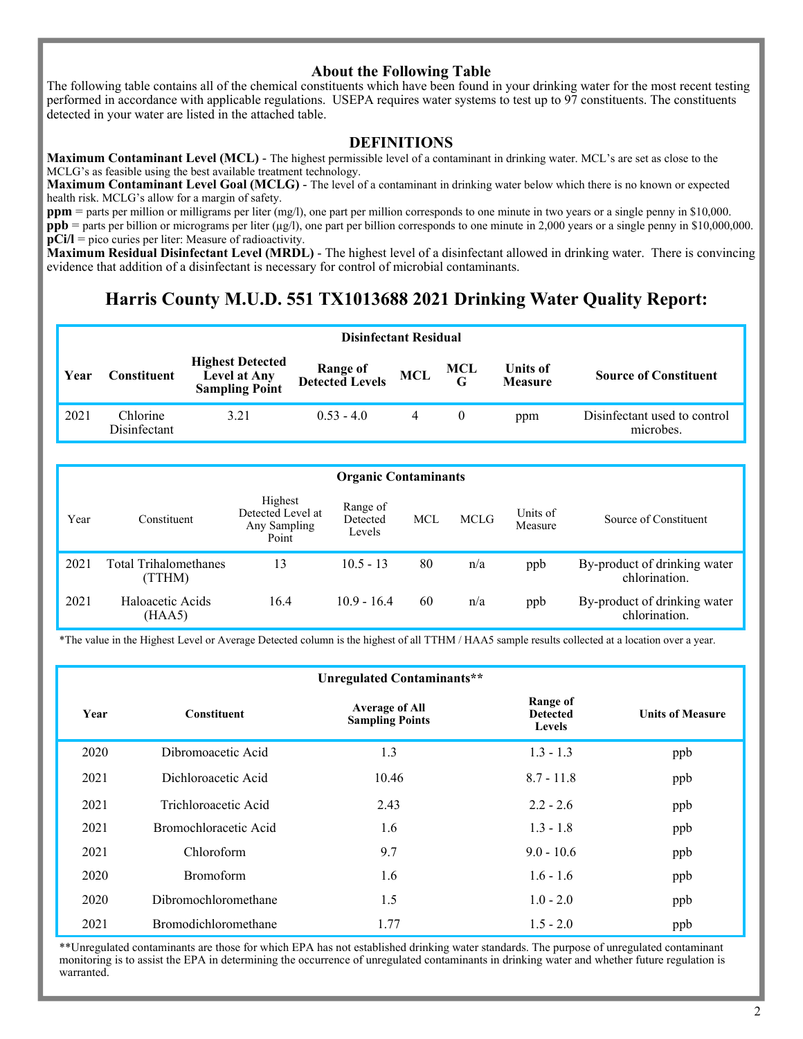## About the Following Table

The following table contains all of the chemical constituents which have been found in your drinking water for the most recent testing performed in accordance with applicable regulations. USEPA requires water systems to test up to 97 constituents. The constituents detected in your water are listed in the attached table.

## DEFINITIONS

**Maximum Contaminant Level (MCL)** - The highest permissible level of a contaminant in drinking water. MCL's are set as close to the MCLG's as feasible using the best available treatment technology.
**Maximum Contaminant Level Goal (MCLG)** - The level of a contaminant in drinking water below which there is no known or expected health risk. MCLG's allow for a margin of safety.
**ppm** = parts per million or milligrams per liter (mg/l), one part per million corresponds to one minute in two years or a single penny in $10,000.
**ppb** = parts per billion or micrograms per liter (µg/l), one part per billion corresponds to one minute in 2,000 years or a single penny in $10,000,000.
**pCi/l** = pico curies per liter: Measure of radioactivity.
**Maximum Residual Disinfectant Level (MRDL)** - The highest level of a disinfectant allowed in drinking water. There is convincing evidence that addition of a disinfectant is necessary for control of microbial contaminants.

# Harris County M.U.D. 551 TX1013688 2021 Drinking Water Quality Report:

**Disinfectant Residual**

| Year | Constituent | Highest Detected Level at Any Sampling Point | Range of Detected Levels | MCL | MCLG | Units of Measure | Source of Constituent |
|---|---|---|---|---|---|---|---|
| 2021 | Chlorine Disinfectant | 3.21 | 0.53 - 4.0 | 4 | 0 | ppm | Disinfectant used to control microbes. |

**Organic Contaminants**

| Year | Constituent | Highest Detected Level at Any Sampling Point | Range of Detected Levels | MCL | MCLG | Units of Measure | Source of Constituent |
|---|---|---|---|---|---|---|---|
| 2021 | Total Trihalomethanes (TTHM) | 13 | 10.5 - 13 | 80 | n/a | ppb | By-product of drinking water chlorination. |
| 2021 | Haloacetic Acids (HAA5) | 16.4 | 10.9 - 16.4 | 60 | n/a | ppb | By-product of drinking water chlorination. |

*The value in the Highest Level or Average Detected column is the highest of all TTHM / HAA5 sample results collected at a location over a year.

**Unregulated Contaminants****

| Year | Constituent | Average of All Sampling Points | Range of Detected Levels | Units of Measure |
|---|---|---|---|---|
| 2020 | Dibromoacetic Acid | 1.3 | 1.3 - 1.3 | ppb |
| 2021 | Dichloroacetic Acid | 10.46 | 8.7 - 11.8 | ppb |
| 2021 | Trichloroacetic Acid | 2.43 | 2.2 - 2.6 | ppb |
| 2021 | Bromochloracetic Acid | 1.6 | 1.3 - 1.8 | ppb |
| 2021 | Chloroform | 9.7 | 9.0 - 10.6 | ppb |
| 2020 | Bromoform | 1.6 | 1.6 - 1.6 | ppb |
| 2020 | Dibromochloromethane | 1.5 | 1.0 - 2.0 | ppb |
| 2021 | Bromodichloromethane | 1.77 | 1.5 - 2.0 | ppb |

**Unregulated contaminants are those for which EPA has not established drinking water standards. The purpose of unregulated contaminant monitoring is to assist the EPA in determining the occurrence of unregulated contaminants in drinking water and whether future regulation is warranted.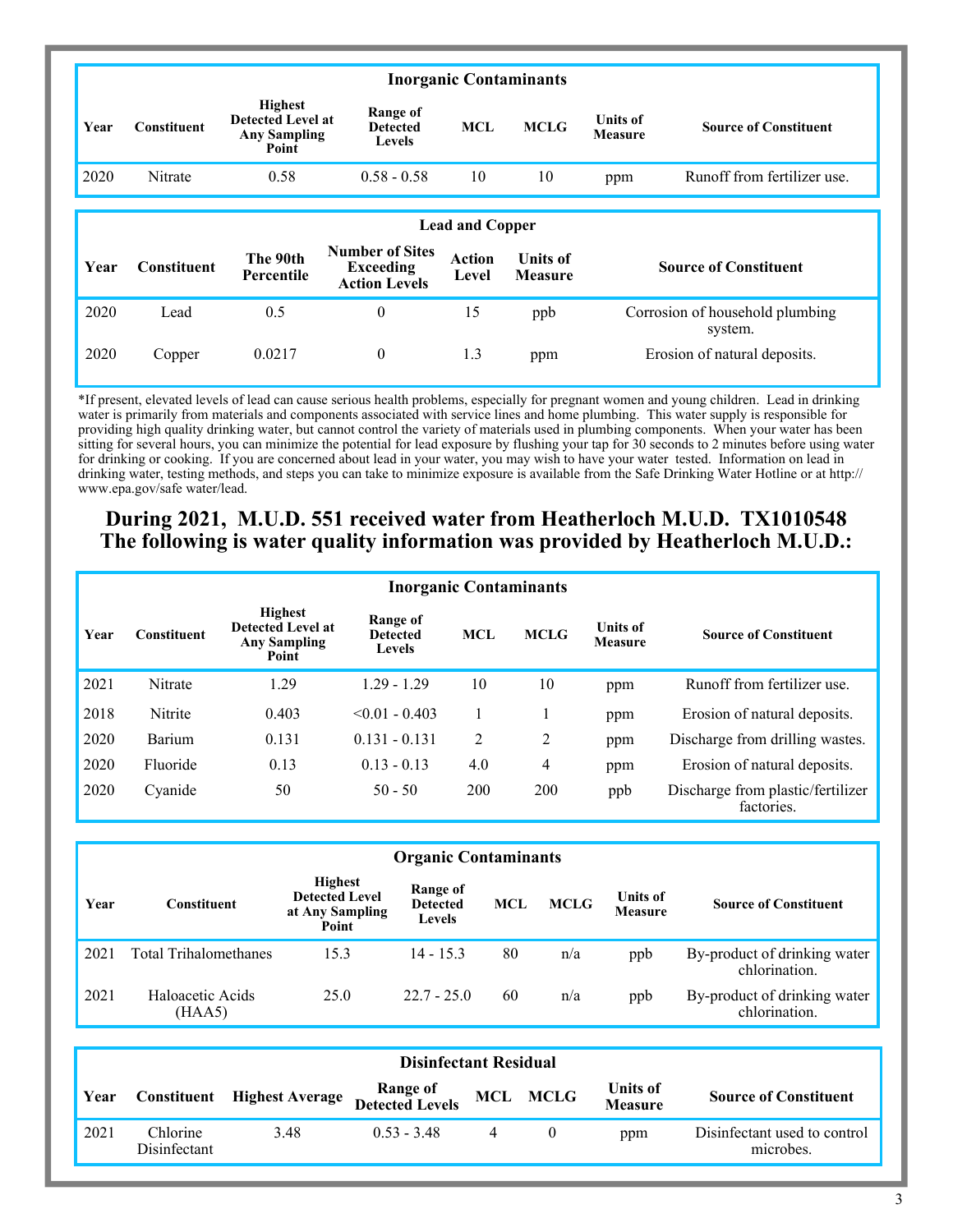| Inorganic Contaminants | | | | | | | |
|---|---|---|---|---|---|---|---|
| **Year** | **Constituent** | **Highest Detected Level at Any Sampling Point** | **Range of Detected Levels** | **MCL** | **MCLG** | **Units of Measure** | **Source of Constituent** |
| 2020 | Nitrate | 0.58 | 0.58 - 0.58 | 10 | 10 | ppm | Runoff from fertilizer use. |

| Lead and Copper | | | | | | |
|---|---|---|---|---|---|---|
| **Year** | **Constituent** | **The 90th Percentile** | **Number of Sites Exceeding Action Levels** | **Action Level** | **Units of Measure** | **Source of Constituent** |
| 2020 | Lead | 0.5 | 0 | 15 | ppb | Corrosion of household plumbing system. |
| 2020 | Copper | 0.0217 | 0 | 1.3 | ppm | Erosion of natural deposits. |

*If present, elevated levels of lead can cause serious health problems, especially for pregnant women and young children. Lead in drinking water is primarily from materials and components associated with service lines and home plumbing. This water supply is responsible for providing high quality drinking water, but cannot control the variety of materials used in plumbing components. When your water has been sitting for several hours, you can minimize the potential for lead exposure by flushing your tap for 30 seconds to 2 minutes before using water for drinking or cooking. If you are concerned about lead in your water, you may wish to have your water tested. Information on lead in drinking water, testing methods, and steps you can take to minimize exposure is available from the Safe Drinking Water Hotline or at http://www.epa.gov/safe water/lead.

## During 2021, M.U.D. 551 received water from Heatherloch M.U.D. TX1010548 The following is water quality information was provided by Heatherloch M.U.D.:

| Inorganic Contaminants | | | | | | | |
|---|---|---|---|---|---|---|---|
| **Year** | **Constituent** | **Highest Detected Level at Any Sampling Point** | **Range of Detected Levels** | **MCL** | **MCLG** | **Units of Measure** | **Source of Constituent** |
| 2021 | Nitrate | 1.29 | 1.29 - 1.29 | 10 | 10 | ppm | Runoff from fertilizer use. |
| 2018 | Nitrite | 0.403 | <0.01 - 0.403 | 1 | 1 | ppm | Erosion of natural deposits. |
| 2020 | Barium | 0.131 | 0.131 - 0.131 | 2 | 2 | ppm | Discharge from drilling wastes. |
| 2020 | Fluoride | 0.13 | 0.13 - 0.13 | 4.0 | 4 | ppm | Erosion of natural deposits. |
| 2020 | Cyanide | 50 | 50 - 50 | 200 | 200 | ppb | Discharge from plastic/fertilizer factories. |

| Organic Contaminants | | | | | | | |
|---|---|---|---|---|---|---|---|
| **Year** | **Constituent** | **Highest Detected Level at Any Sampling Point** | **Range of Detected Levels** | **MCL** | **MCLG** | **Units of Measure** | **Source of Constituent** |
| 2021 | Total Trihalomethanes | 15.3 | 14 - 15.3 | 80 | n/a | ppb | By-product of drinking water chlorination. |
| 2021 | Haloacetic Acids (HAA5) | 25.0 | 22.7 - 25.0 | 60 | n/a | ppb | By-product of drinking water chlorination. |

| Disinfectant Residual | | | | | | | |
|---|---|---|---|---|---|---|---|
| **Year** | **Constituent** | **Highest Average** | **Range of Detected Levels** | **MCL** | **MCLG** | **Units of Measure** | **Source of Constituent** |
| 2021 | Chlorine Disinfectant | 3.48 | 0.53 - 3.48 | 4 | 0 | ppm | Disinfectant used to control microbes. |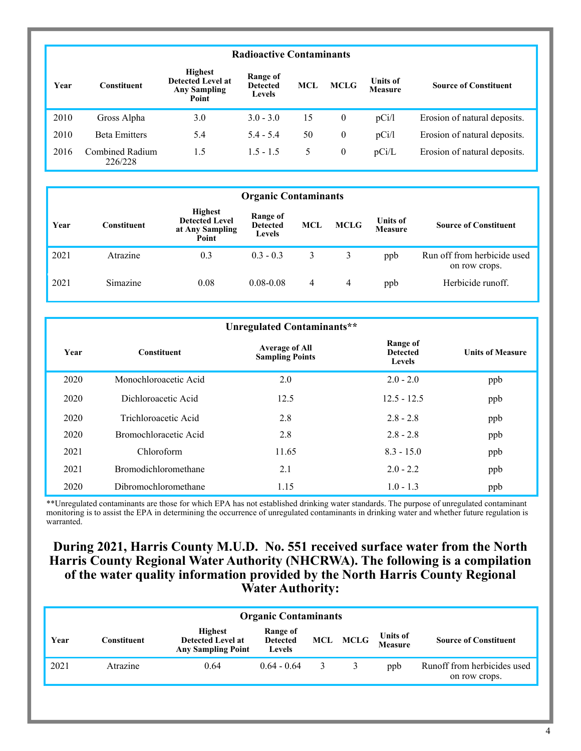| Radioactive Contaminants | | | | | | | |
|---|---|---|---|---|---|---|---|
| **Year** | **Constituent** | **Highest Detected Level at Any Sampling Point** | **Range of Detected Levels** | **MCL** | **MCLG** | **Units of Measure** | **Source of Constituent** |
| 2010 | Gross Alpha | 3.0 | 3.0 - 3.0 | 15 | 0 | pCi/l | Erosion of natural deposits. |
| 2010 | Beta Emitters | 5.4 | 5.4 - 5.4 | 50 | 0 | pCi/l | Erosion of natural deposits. |
| 2016 | Combined Radium 226/228 | 1.5 | 1.5 - 1.5 | 5 | 0 | pCi/L | Erosion of natural deposits. |

| Organic Contaminants | | | | | | | |
|---|---|---|---|---|---|---|---|
| **Year** | **Constituent** | **Highest Detected Level at Any Sampling Point** | **Range of Detected Levels** | **MCL** | **MCLG** | **Units of Measure** | **Source of Constituent** |
| 2021 | Atrazine | 0.3 | 0.3 - 0.3 | 3 | 3 | ppb | Run off from herbicide used on row crops. |
| 2021 | Simazine | 0.08 | 0.08-0.08 | 4 | 4 | ppb | Herbicide runoff. |

| Unregulated Contaminants** | | | | |
|---|---|---|---|---|
| **Year** | **Constituent** | **Average of All Sampling Points** | **Range of Detected Levels** | **Units of Measure** |
| 2020 | Monochloroacetic Acid | 2.0 | 2.0 - 2.0 | ppb |
| 2020 | Dichloroacetic Acid | 12.5 | 12.5 - 12.5 | ppb |
| 2020 | Trichloroacetic Acid | 2.8 | 2.8 - 2.8 | ppb |
| 2020 | Bromochloracetic Acid | 2.8 | 2.8 - 2.8 | ppb |
| 2021 | Chloroform | 11.65 | 8.3 - 15.0 | ppb |
| 2021 | Bromodichloromethane | 2.1 | 2.0 - 2.2 | ppb |
| 2020 | Dibromochloromethane | 1.15 | 1.0 - 1.3 | ppb |

**Unregulated contaminants are those for which EPA has not established drinking water standards. The purpose of unregulated contaminant monitoring is to assist the EPA in determining the occurrence of unregulated contaminants in drinking water and whether future regulation is warranted.

## During 2021, Harris County M.U.D. No. 551 received surface water from the North Harris County Regional Water Authority (NHCRWA). The following is a compilation of the water quality information provided by the North Harris County Regional Water Authority:

| Organic Contaminants | | | | | | | |
|---|---|---|---|---|---|---|---|
| **Year** | **Constituent** | **Highest Detected Level at Any Sampling Point** | **Range of Detected Levels** | **MCL** | **MCLG** | **Units of Measure** | **Source of Constituent** |
| 2021 | Atrazine | 0.64 | 0.64 - 0.64 | 3 | 3 | ppb | Runoff from herbicides used on row crops. |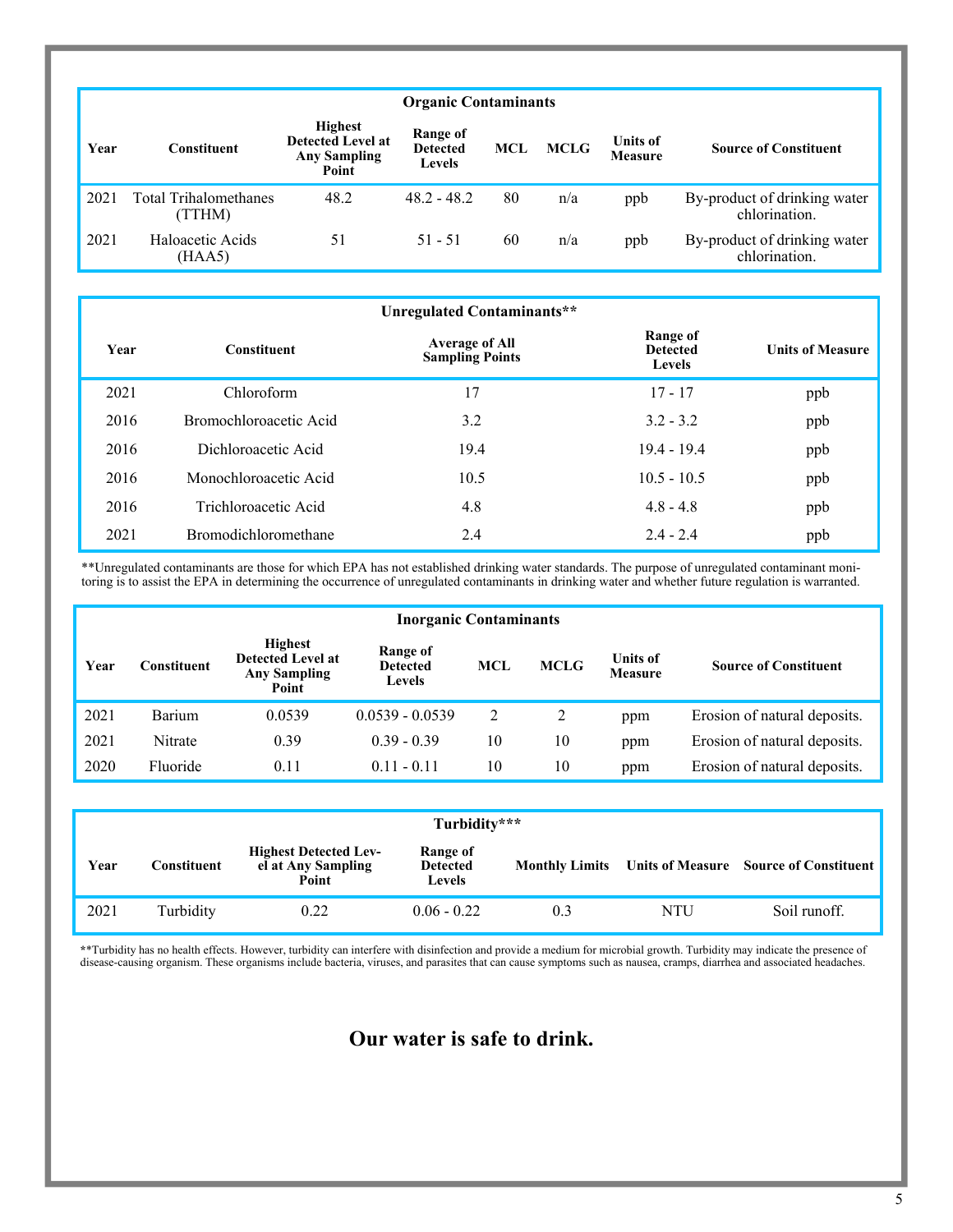| Organic Contaminants | | | | | | | |
|---|---|---|---|---|---|---|---|
| Year | Constituent | Highest Detected Level at Any Sampling Point | Range of Detected Levels | MCL | MCLG | Units of Measure | Source of Constituent |
| 2021 | Total Trihalomethanes (TTHM) | 48.2 | 48.2 - 48.2 | 80 | n/a | ppb | By-product of drinking water chlorination. |
| 2021 | Haloacetic Acids (HAA5) | 51 | 51 - 51 | 60 | n/a | ppb | By-product of drinking water chlorination. |

| Unregulated Contaminants** | | | | |
|---|---|---|---|---|
| Year | Constituent | Average of All Sampling Points | Range of Detected Levels | Units of Measure |
| 2021 | Chloroform | 17 | 17 - 17 | ppb |
| 2016 | Bromochloroacetic Acid | 3.2 | 3.2 - 3.2 | ppb |
| 2016 | Dichloroacetic Acid | 19.4 | 19.4 - 19.4 | ppb |
| 2016 | Monochloroacetic Acid | 10.5 | 10.5 - 10.5 | ppb |
| 2016 | Trichloroacetic Acid | 4.8 | 4.8 - 4.8 | ppb |
| 2021 | Bromodichloromethane | 2.4 | 2.4 - 2.4 | ppb |

**Unregulated contaminants are those for which EPA has not established drinking water standards. The purpose of unregulated contaminant monitoring is to assist the EPA in determining the occurrence of unregulated contaminants in drinking water and whether future regulation is warranted.

| Inorganic Contaminants | | | | | | | |
|---|---|---|---|---|---|---|---|
| Year | Constituent | Highest Detected Level at Any Sampling Point | Range of Detected Levels | MCL | MCLG | Units of Measure | Source of Constituent |
| 2021 | Barium | 0.0539 | 0.0539 - 0.0539 | 2 | 2 | ppm | Erosion of natural deposits. |
| 2021 | Nitrate | 0.39 | 0.39 - 0.39 | 10 | 10 | ppm | Erosion of natural deposits. |
| 2020 | Fluoride | 0.11 | 0.11 - 0.11 | 10 | 10 | ppm | Erosion of natural deposits. |

| Turbidity*** | | | | | | |
|---|---|---|---|---|---|---|
| Year | Constituent | Highest Detected Level at Any Sampling Point | Range of Detected Levels | Monthly Limits | Units of Measure | Source of Constituent |
| 2021 | Turbidity | 0.22 | 0.06 - 0.22 | 0.3 | NTU | Soil runoff. |

**Turbidity has no health effects. However, turbidity can interfere with disinfection and provide a medium for microbial growth. Turbidity may indicate the presence of disease-causing organism. These organisms include bacteria, viruses, and parasites that can cause symptoms such as nausea, cramps, diarrhea and associated headaches.

## Our water is safe to drink.